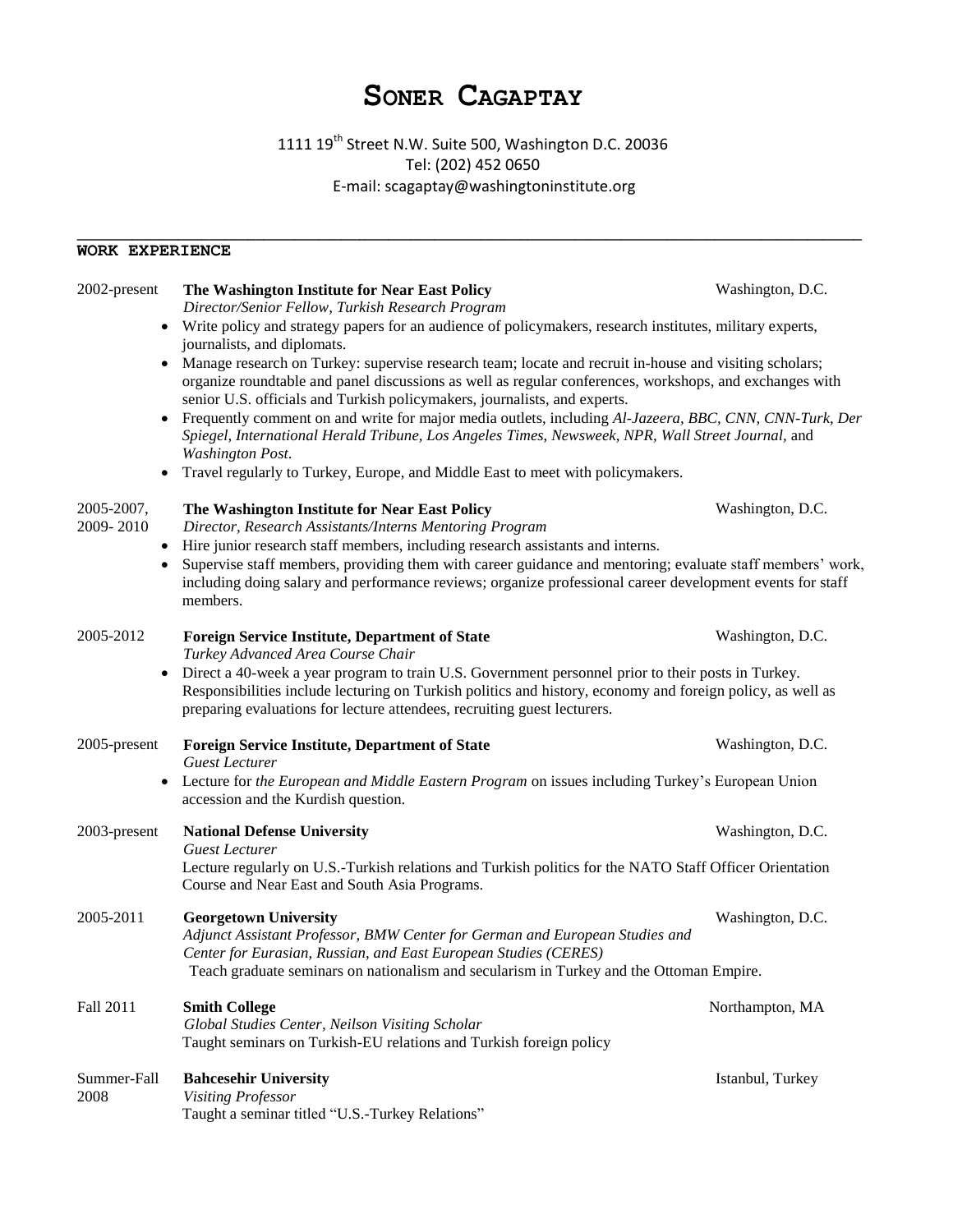// Format a fresh markdown rendering for this CV page.
# Soner Cagaptay

1111 19th Street N.W. Suite 500, Washington D.C. 20036
Tel: (202) 452 0650
E-mail: scagaptay@washingtoninstitute.org

## WORK EXPERIENCE

**2002-present** — **The Washington Institute for Near East Policy**, Washington, D.C.
*Director/Senior Fellow, Turkish Research Program*

- Write policy and strategy papers for an audience of policymakers, research institutes, military experts, journalists, and diplomats.
- Manage research on Turkey: supervise research team; locate and recruit in-house and visiting scholars; organize roundtable and panel discussions as well as regular conferences, workshops, and exchanges with senior U.S. officials and Turkish policymakers, journalists, and experts.
- Frequently comment on and write for major media outlets, including *Al-Jazeera, BBC, CNN, CNN-Turk, Der Spiegel, International Herald Tribune, Los Angeles Times, Newsweek, NPR, Wall Street Journal,* and *Washington Post*.
- Travel regularly to Turkey, Europe, and Middle East to meet with policymakers.

**2005-2007, 2009- 2010** — **The Washington Institute for Near East Policy**, Washington, D.C.
*Director, Research Assistants/Interns Mentoring Program*

- Hire junior research staff members, including research assistants and interns.
- Supervise staff members, providing them with career guidance and mentoring; evaluate staff members' work, including doing salary and performance reviews; organize professional career development events for staff members.

**2005-2012** — **Foreign Service Institute, Department of State**, Washington, D.C.
*Turkey Advanced Area Course Chair*

- Direct a 40-week a year program to train U.S. Government personnel prior to their posts in Turkey. Responsibilities include lecturing on Turkish politics and history, economy and foreign policy, as well as preparing evaluations for lecture attendees, recruiting guest lecturers.

**2005-present** — **Foreign Service Institute, Department of State**, Washington, D.C.
*Guest Lecturer*

- Lecture for *the European and Middle Eastern Program* on issues including Turkey's European Union accession and the Kurdish question.

**2003-present** — **National Defense University**, Washington, D.C.
*Guest Lecturer*
Lecture regularly on U.S.-Turkish relations and Turkish politics for the NATO Staff Officer Orientation Course and Near East and South Asia Programs.

**2005-2011** — **Georgetown University**, Washington, D.C.
*Adjunct Assistant Professor, BMW Center for German and European Studies and Center for Eurasian, Russian, and East European Studies (CERES)*
Teach graduate seminars on nationalism and secularism in Turkey and the Ottoman Empire.

**Fall 2011** — **Smith College**, Northampton, MA
*Global Studies Center, Neilson Visiting Scholar*
Taught seminars on Turkish-EU relations and Turkish foreign policy

**Summer-Fall 2008** — **Bahcesehir University**, Istanbul, Turkey
*Visiting Professor*
Taught a seminar titled "U.S.-Turkey Relations"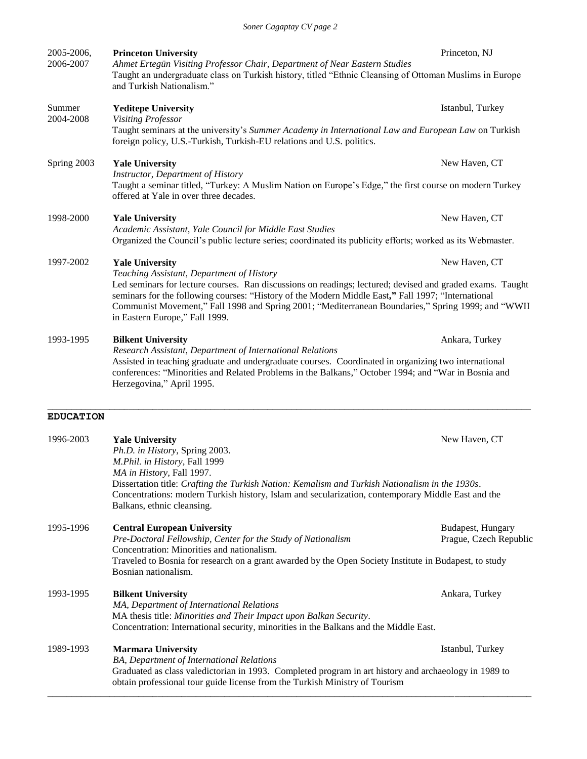**2005-2006, 2006-2007** — **Princeton University** — Princeton, NJ
*Ahmet Ertegün Visiting Professor Chair, Department of Near Eastern Studies*
Taught an undergraduate class on Turkish history, titled "Ethnic Cleansing of Ottoman Muslims in Europe and Turkish Nationalism."

**Summer 2004-2008** — **Yeditepe University** — Istanbul, Turkey
*Visiting Professor*
Taught seminars at the university's *Summer Academy in International Law and European Law* on Turkish foreign policy, U.S.-Turkish, Turkish-EU relations and U.S. politics.

**Spring 2003** — **Yale University** — New Haven, CT
*Instructor, Department of History*
Taught a seminar titled, "Turkey: A Muslim Nation on Europe's Edge," the first course on modern Turkey offered at Yale in over three decades.

**1998-2000** — **Yale University** — New Haven, CT
*Academic Assistant, Yale Council for Middle East Studies*
Organized the Council's public lecture series; coordinated its publicity efforts; worked as its Webmaster.

**1997-2002** — **Yale University** — New Haven, CT
*Teaching Assistant, Department of History*
Led seminars for lecture courses. Ran discussions on readings; lectured; devised and graded exams. Taught seminars for the following courses: "History of the Modern Middle East," Fall 1997; "International Communist Movement," Fall 1998 and Spring 2001; "Mediterranean Boundaries," Spring 1999; and "WWII in Eastern Europe," Fall 1999.

**1993-1995** — **Bilkent University** — Ankara, Turkey
*Research Assistant, Department of International Relations*
Assisted in teaching graduate and undergraduate courses. Coordinated in organizing two international conferences: "Minorities and Related Problems in the Balkans," October 1994; and "War in Bosnia and Herzegovina," April 1995.

---

## EDUCATION

**1996-2003** — **Yale University** — New Haven, CT
*Ph.D. in History*, Spring 2003.
*M.Phil. in History*, Fall 1999
*MA in History*, Fall 1997.
Dissertation title: *Crafting the Turkish Nation: Kemalism and Turkish Nationalism in the 1930s*.
Concentrations: modern Turkish history, Islam and secularization, contemporary Middle East and the Balkans, ethnic cleansing.

**1995-1996** — **Central European University** — Budapest, Hungary / Prague, Czech Republic
*Pre-Doctoral Fellowship, Center for the Study of Nationalism*
Concentration: Minorities and nationalism.
Traveled to Bosnia for research on a grant awarded by the Open Society Institute in Budapest, to study Bosnian nationalism.

**1993-1995** — **Bilkent University** — Ankara, Turkey
*MA, Department of International Relations*
MA thesis title: *Minorities and Their Impact upon Balkan Security*.
Concentration: International security, minorities in the Balkans and the Middle East.

**1989-1993** — **Marmara University** — Istanbul, Turkey
*BA, Department of International Relations*
Graduated as class valedictorian in 1993. Completed program in art history and archaeology in 1989 to obtain professional tour guide license from the Turkish Ministry of Tourism

---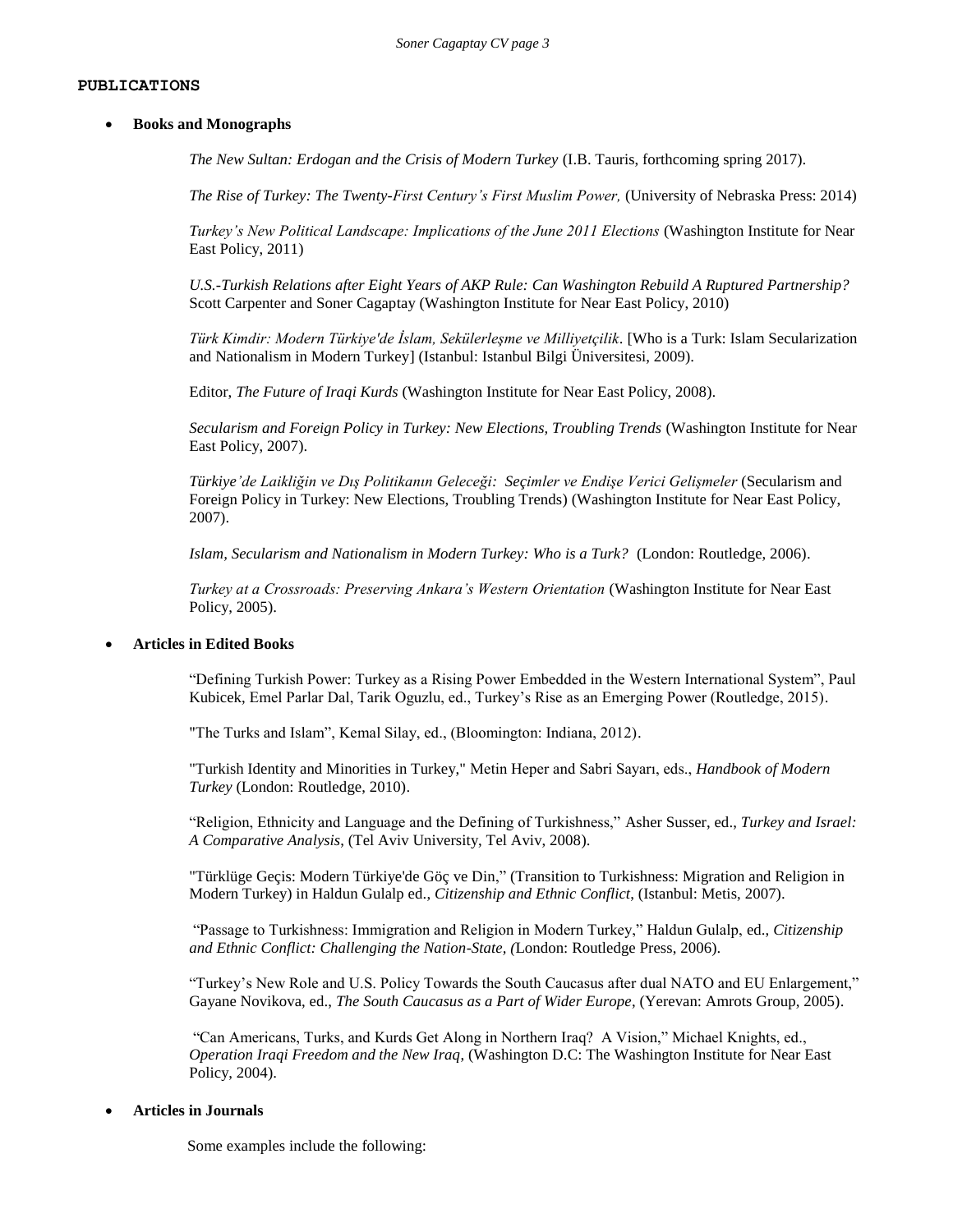## PUBLICATIONS

- **Books and Monographs**

  *The New Sultan: Erdogan and the Crisis of Modern Turkey* (I.B. Tauris, forthcoming spring 2017).

  *The Rise of Turkey: The Twenty-First Century's First Muslim Power,* (University of Nebraska Press: 2014)

  *Turkey's New Political Landscape: Implications of the June 2011 Elections* (Washington Institute for Near East Policy, 2011)

  *U.S.-Turkish Relations after Eight Years of AKP Rule: Can Washington Rebuild A Ruptured Partnership?* Scott Carpenter and Soner Cagaptay (Washington Institute for Near East Policy, 2010)

  *Türk Kimdir: Modern Türkiye'de İslam, Sekülerleşme ve Milliyetçilik*. [Who is a Turk: Islam Secularization and Nationalism in Modern Turkey] (Istanbul: Istanbul Bilgi Üniversitesi, 2009).

  Editor, *The Future of Iraqi Kurds* (Washington Institute for Near East Policy, 2008).

  *Secularism and Foreign Policy in Turkey: New Elections, Troubling Trends* (Washington Institute for Near East Policy, 2007).

  *Türkiye'de Laikliğin ve Dış Politikanın Geleceği: Seçimler ve Endişe Verici Gelişmeler* (Secularism and Foreign Policy in Turkey: New Elections, Troubling Trends) (Washington Institute for Near East Policy, 2007).

  *Islam, Secularism and Nationalism in Modern Turkey: Who is a Turk?* (London: Routledge, 2006).

  *Turkey at a Crossroads: Preserving Ankara's Western Orientation* (Washington Institute for Near East Policy, 2005).

- **Articles in Edited Books**

  "Defining Turkish Power: Turkey as a Rising Power Embedded in the Western International System", Paul Kubicek, Emel Parlar Dal, Tarik Oguzlu, ed., Turkey's Rise as an Emerging Power (Routledge, 2015).

  "The Turks and Islam", Kemal Silay, ed., (Bloomington: Indiana, 2012).

  "Turkish Identity and Minorities in Turkey," Metin Heper and Sabri Sayarı, eds., *Handbook of Modern Turkey* (London: Routledge, 2010).

  "Religion, Ethnicity and Language and the Defining of Turkishness," Asher Susser, ed., *Turkey and Israel: A Comparative Analysis*, (Tel Aviv University, Tel Aviv, 2008).

  "Türklüge Geçis: Modern Türkiye'de Göç ve Din," (Transition to Turkishness: Migration and Religion in Modern Turkey) in Haldun Gulalp ed., *Citizenship and Ethnic Conflict*, (Istanbul: Metis, 2007).

  "Passage to Turkishness: Immigration and Religion in Modern Turkey," Haldun Gulalp, ed., *Citizenship and Ethnic Conflict: Challenging the Nation-State, (*London: Routledge Press, 2006).

  "Turkey's New Role and U.S. Policy Towards the South Caucasus after dual NATO and EU Enlargement," Gayane Novikova, ed., *The South Caucasus as a Part of Wider Europe*, (Yerevan: Amrots Group, 2005).

  "Can Americans, Turks, and Kurds Get Along in Northern Iraq? A Vision," Michael Knights, ed., *Operation Iraqi Freedom and the New Iraq*, (Washington D.C: The Washington Institute for Near East Policy, 2004).

- **Articles in Journals**

  Some examples include the following: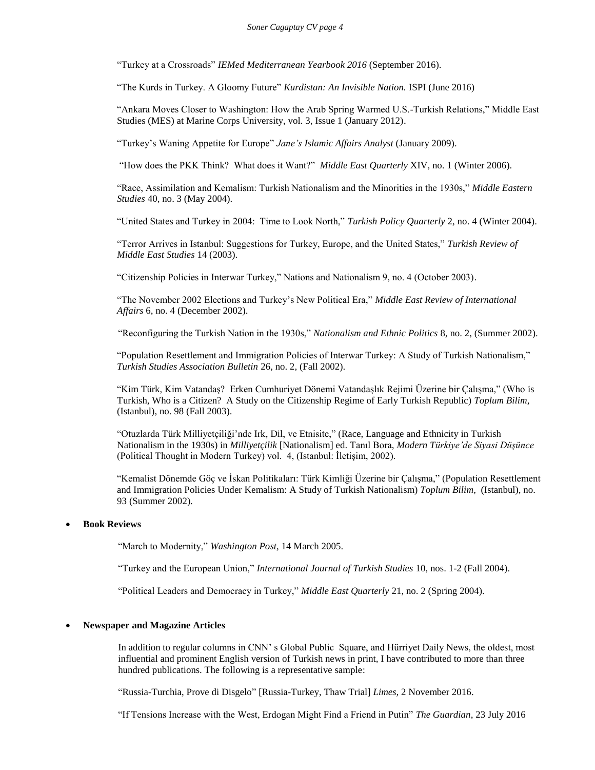"Turkey at a Crossroads" *IEMed Mediterranean Yearbook 2016* (September 2016).

"The Kurds in Turkey. A Gloomy Future" *Kurdistan: An Invisible Nation.* ISPI (June 2016)

"Ankara Moves Closer to Washington: How the Arab Spring Warmed U.S.-Turkish Relations," Middle East Studies (MES) at Marine Corps University, vol. 3, Issue 1 (January 2012).

"Turkey's Waning Appetite for Europe" *Jane's Islamic Affairs Analyst* (January 2009).

"How does the PKK Think? What does it Want?" *Middle East Quarterly* XIV, no. 1 (Winter 2006).

"Race, Assimilation and Kemalism: Turkish Nationalism and the Minorities in the 1930s," *Middle Eastern Studies* 40, no. 3 (May 2004).

"United States and Turkey in 2004: Time to Look North," *Turkish Policy Quarterly* 2, no. 4 (Winter 2004).

"Terror Arrives in Istanbul: Suggestions for Turkey, Europe, and the United States," *Turkish Review of Middle East Studies* 14 (2003).

"Citizenship Policies in Interwar Turkey," Nations and Nationalism 9, no. 4 (October 2003).

"The November 2002 Elections and Turkey's New Political Era," *Middle East Review of International Affairs* 6, no. 4 (December 2002).

"Reconfiguring the Turkish Nation in the 1930s," *Nationalism and Ethnic Politics* 8, no. 2, (Summer 2002).

"Population Resettlement and Immigration Policies of Interwar Turkey: A Study of Turkish Nationalism," *Turkish Studies Association Bulletin* 26, no. 2, (Fall 2002).

"Kim Türk, Kim Vatandaş? Erken Cumhuriyet Dönemi Vatandaşlık Rejimi Üzerine bir Çalışma," (Who is Turkish, Who is a Citizen? A Study on the Citizenship Regime of Early Turkish Republic) *Toplum Bilim*, (Istanbul), no. 98 (Fall 2003).

"Otuzlarda Türk Milliyetçiliği'nde Irk, Dil, ve Etnisite," (Race, Language and Ethnicity in Turkish Nationalism in the 1930s) in *Milliyetçilik* [Nationalism] ed. Tanıl Bora, *Modern Türkiye'de Siyasi Düşünce* (Political Thought in Modern Turkey) vol. 4, (Istanbul: İletişim, 2002).

"Kemalist Dönemde Göç ve İskan Politikaları: Türk Kimliği Üzerine bir Çalışma," (Population Resettlement and Immigration Policies Under Kemalism: A Study of Turkish Nationalism) *Toplum Bilim*, (Istanbul), no. 93 (Summer 2002).

- **Book Reviews**

"March to Modernity," *Washington Post*, 14 March 2005.

"Turkey and the European Union," *International Journal of Turkish Studies* 10, nos. 1-2 (Fall 2004).

"Political Leaders and Democracy in Turkey," *Middle East Quarterly* 21, no. 2 (Spring 2004).

- **Newspaper and Magazine Articles**

In addition to regular columns in CNN' s Global Public Square, and Hürriyet Daily News, the oldest, most influential and prominent English version of Turkish news in print, I have contributed to more than three hundred publications. The following is a representative sample:

"Russia-Turchia, Prove di Disgelo" [Russia-Turkey, Thaw Trial] *Limes,* 2 November 2016.

"If Tensions Increase with the West, Erdogan Might Find a Friend in Putin" *The Guardian*, 23 July 2016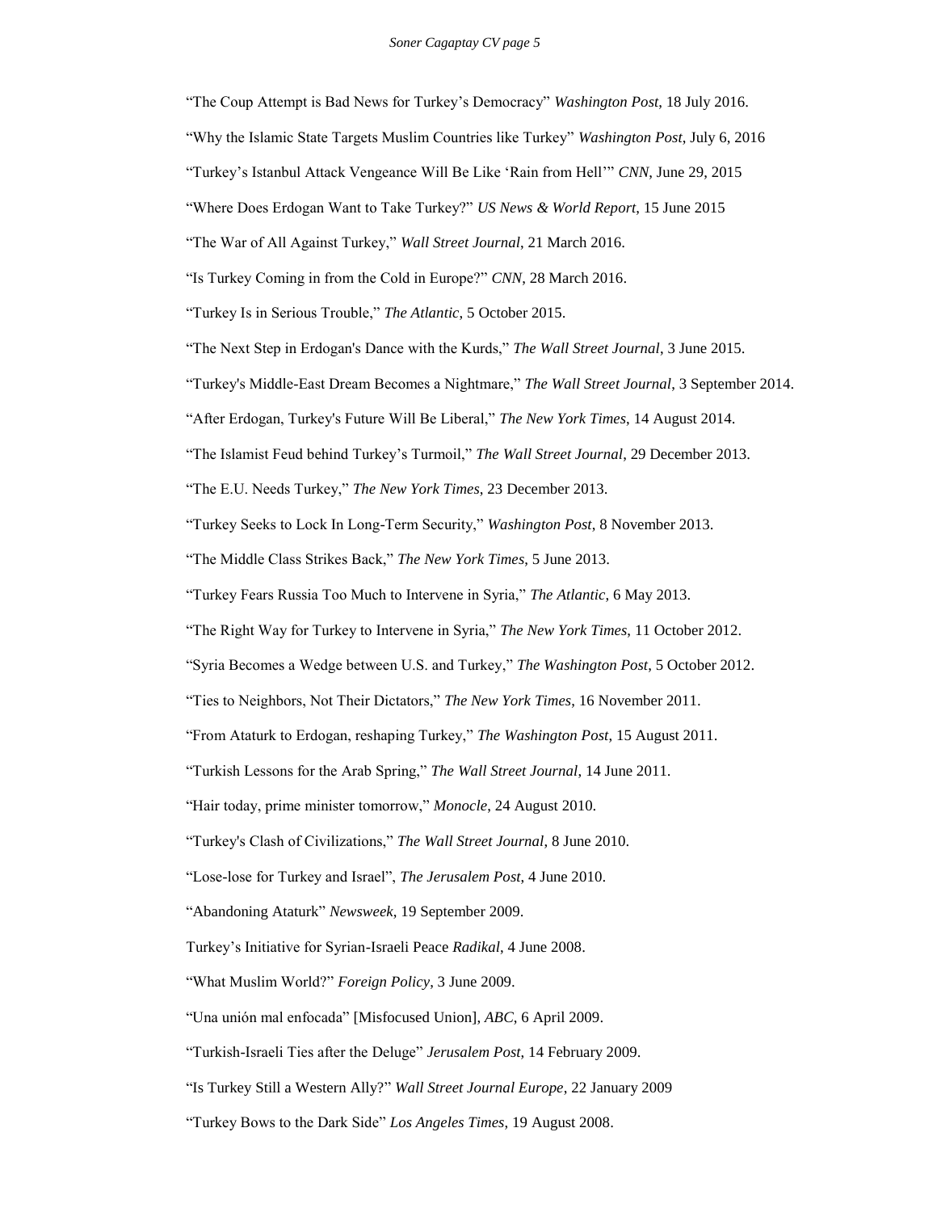“The Coup Attempt is Bad News for Turkey’s Democracy” *Washington Post*, 18 July 2016.

“Why the Islamic State Targets Muslim Countries like Turkey” *Washington Post*, July 6, 2016

“Turkey’s Istanbul Attack Vengeance Will Be Like ‘Rain from Hell’” *CNN*, June 29, 2015

“Where Does Erdogan Want to Take Turkey?” *US News & World Report*, 15 June 2015

“The War of All Against Turkey,” *Wall Street Journal*, 21 March 2016.

“Is Turkey Coming in from the Cold in Europe?” *CNN*, 28 March 2016.

“Turkey Is in Serious Trouble,” *The Atlantic*, 5 October 2015.

“The Next Step in Erdogan's Dance with the Kurds,” *The Wall Street Journal*, 3 June 2015.

“Turkey's Middle-East Dream Becomes a Nightmare,” *The Wall Street Journal*, 3 September 2014.

“After Erdogan, Turkey's Future Will Be Liberal,” *The New York Times*, 14 August 2014.

“The Islamist Feud behind Turkey’s Turmoil,” *The Wall Street Journal*, 29 December 2013.

“The E.U. Needs Turkey,” *The New York Times*, 23 December 2013.

“Turkey Seeks to Lock In Long-Term Security,” *Washington Post*, 8 November 2013.

“The Middle Class Strikes Back,” *The New York Times*, 5 June 2013.

“Turkey Fears Russia Too Much to Intervene in Syria,” *The Atlantic*, 6 May 2013.

“The Right Way for Turkey to Intervene in Syria,” *The New York Times*, 11 October 2012.

“Syria Becomes a Wedge between U.S. and Turkey,” *The Washington Post*, 5 October 2012.

“Ties to Neighbors, Not Their Dictators,” *The New York Times*, 16 November 2011.

“From Ataturk to Erdogan, reshaping Turkey,” *The Washington Post*, 15 August 2011.

“Turkish Lessons for the Arab Spring,” *The Wall Street Journal*, 14 June 2011.

“Hair today, prime minister tomorrow,” *Monocle*, 24 August 2010.

“Turkey's Clash of Civilizations,” *The Wall Street Journal*, 8 June 2010.

“Lose-lose for Turkey and Israel”, *The Jerusalem Post*, 4 June 2010.

“Abandoning Ataturk” *Newsweek*, 19 September 2009.

Turkey’s Initiative for Syrian-Israeli Peace *Radikal*, 4 June 2008.

“What Muslim World?” *Foreign Policy*, 3 June 2009.

“Una unión mal enfocada” [Misfocused Union], *ABC*, 6 April 2009.

“Turkish-Israeli Ties after the Deluge” *Jerusalem Post*, 14 February 2009.

“Is Turkey Still a Western Ally?” *Wall Street Journal Europe*, 22 January 2009

“Turkey Bows to the Dark Side” *Los Angeles Times*, 19 August 2008.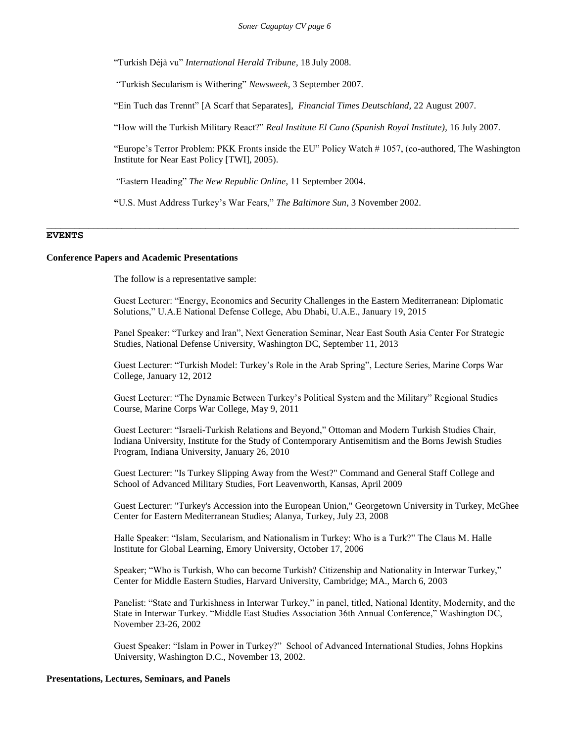"Turkish Déjà vu" *International Herald Tribune*, 18 July 2008.

"Turkish Secularism is Withering" *Newsweek*, 3 September 2007.

"Ein Tuch das Trennt" [A Scarf that Separates], *Financial Times Deutschland,* 22 August 2007.

"How will the Turkish Military React?" *Real Institute El Cano (Spanish Royal Institute)*, 16 July 2007.

"Europe's Terror Problem: PKK Fronts inside the EU" Policy Watch # 1057, (co-authored, The Washington Institute for Near East Policy [TWI], 2005).

"Eastern Heading" *The New Republic Online,* 11 September 2004.

**"**U.S. Must Address Turkey's War Fears," *The Baltimore Sun*, 3 November 2002.

---

## EVENTS

### Conference Papers and Academic Presentations

The follow is a representative sample:

Guest Lecturer: "Energy, Economics and Security Challenges in the Eastern Mediterranean: Diplomatic Solutions," U.A.E National Defense College, Abu Dhabi, U.A.E., January 19, 2015

Panel Speaker: "Turkey and Iran", Next Generation Seminar, Near East South Asia Center For Strategic Studies, National Defense University, Washington DC, September 11, 2013

Guest Lecturer: "Turkish Model: Turkey's Role in the Arab Spring", Lecture Series, Marine Corps War College, January 12, 2012

Guest Lecturer: "The Dynamic Between Turkey's Political System and the Military" Regional Studies Course, Marine Corps War College, May 9, 2011

Guest Lecturer: "Israeli-Turkish Relations and Beyond," Ottoman and Modern Turkish Studies Chair, Indiana University, Institute for the Study of Contemporary Antisemitism and the Borns Jewish Studies Program, Indiana University, January 26, 2010

Guest Lecturer: "Is Turkey Slipping Away from the West?" Command and General Staff College and School of Advanced Military Studies, Fort Leavenworth, Kansas, April 2009

Guest Lecturer: "Turkey's Accession into the European Union," Georgetown University in Turkey, McGhee Center for Eastern Mediterranean Studies; Alanya, Turkey, July 23, 2008

Halle Speaker: "Islam, Secularism, and Nationalism in Turkey: Who is a Turk?" The Claus M. Halle Institute for Global Learning, Emory University, October 17, 2006

Speaker; "Who is Turkish, Who can become Turkish? Citizenship and Nationality in Interwar Turkey," Center for Middle Eastern Studies, Harvard University, Cambridge; MA., March 6, 2003

Panelist: "State and Turkishness in Interwar Turkey," in panel, titled, National Identity, Modernity, and the State in Interwar Turkey. "Middle East Studies Association 36th Annual Conference," Washington DC, November 23-26, 2002

Guest Speaker: "Islam in Power in Turkey?" School of Advanced International Studies, Johns Hopkins University, Washington D.C., November 13, 2002.

### Presentations, Lectures, Seminars, and Panels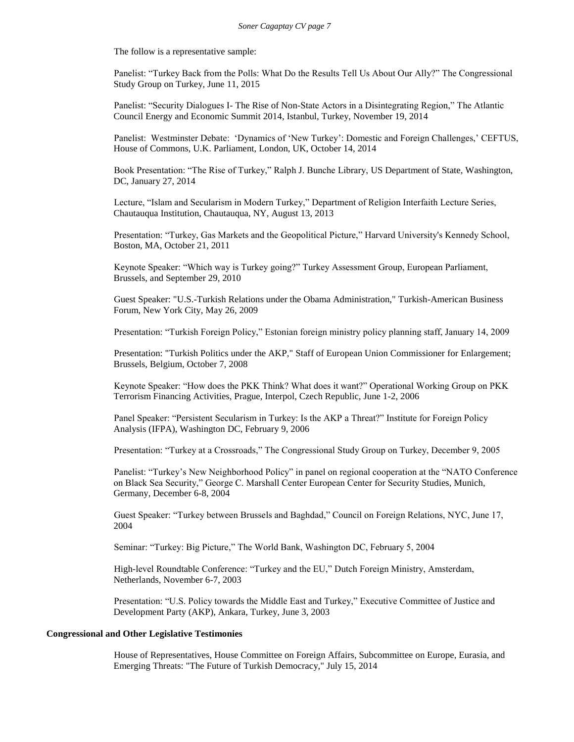The follow is a representative sample:

Panelist: "Turkey Back from the Polls: What Do the Results Tell Us About Our Ally?" The Congressional Study Group on Turkey, June 11, 2015

Panelist: "Security Dialogues I- The Rise of Non-State Actors in a Disintegrating Region," The Atlantic Council Energy and Economic Summit 2014, Istanbul, Turkey, November 19, 2014

Panelist: Westminster Debate: 'Dynamics of 'New Turkey': Domestic and Foreign Challenges,' CEFTUS, House of Commons, U.K. Parliament, London, UK, October 14, 2014

Book Presentation: "The Rise of Turkey," Ralph J. Bunche Library, US Department of State, Washington, DC, January 27, 2014

Lecture, "Islam and Secularism in Modern Turkey," Department of Religion Interfaith Lecture Series, Chautauqua Institution, Chautauqua, NY, August 13, 2013

Presentation: "Turkey, Gas Markets and the Geopolitical Picture," Harvard University's Kennedy School, Boston, MA, October 21, 2011

Keynote Speaker: "Which way is Turkey going?" Turkey Assessment Group, European Parliament, Brussels, and September 29, 2010

Guest Speaker: "U.S.-Turkish Relations under the Obama Administration," Turkish-American Business Forum, New York City, May 26, 2009

Presentation: "Turkish Foreign Policy," Estonian foreign ministry policy planning staff, January 14, 2009

Presentation: "Turkish Politics under the AKP," Staff of European Union Commissioner for Enlargement; Brussels, Belgium, October 7, 2008

Keynote Speaker: "How does the PKK Think? What does it want?" Operational Working Group on PKK Terrorism Financing Activities, Prague, Interpol, Czech Republic, June 1-2, 2006

Panel Speaker: "Persistent Secularism in Turkey: Is the AKP a Threat?" Institute for Foreign Policy Analysis (IFPA), Washington DC, February 9, 2006

Presentation: "Turkey at a Crossroads," The Congressional Study Group on Turkey, December 9, 2005

Panelist: "Turkey's New Neighborhood Policy" in panel on regional cooperation at the "NATO Conference on Black Sea Security," George C. Marshall Center European Center for Security Studies, Munich, Germany, December 6-8, 2004

Guest Speaker: "Turkey between Brussels and Baghdad," Council on Foreign Relations, NYC, June 17, 2004

Seminar: "Turkey: Big Picture," The World Bank, Washington DC, February 5, 2004

High-level Roundtable Conference: "Turkey and the EU," Dutch Foreign Ministry, Amsterdam, Netherlands, November 6-7, 2003

Presentation: "U.S. Policy towards the Middle East and Turkey," Executive Committee of Justice and Development Party (AKP), Ankara, Turkey, June 3, 2003

**Congressional and Other Legislative Testimonies**

House of Representatives, House Committee on Foreign Affairs, Subcommittee on Europe, Eurasia, and Emerging Threats: "The Future of Turkish Democracy," July 15, 2014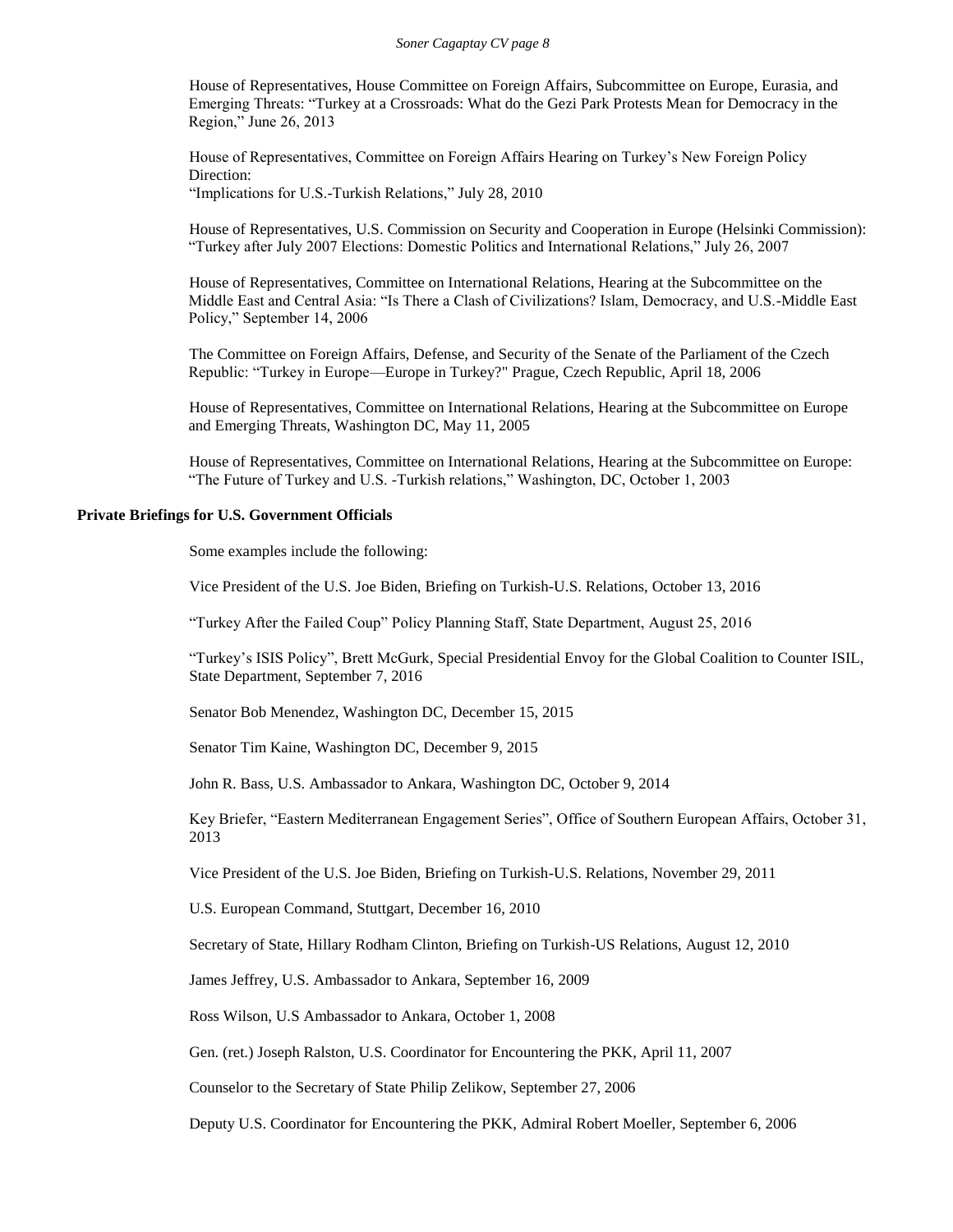House of Representatives, House Committee on Foreign Affairs, Subcommittee on Europe, Eurasia, and Emerging Threats: "Turkey at a Crossroads: What do the Gezi Park Protests Mean for Democracy in the Region," June 26, 2013

House of Representatives, Committee on Foreign Affairs Hearing on Turkey's New Foreign Policy Direction:
"Implications for U.S.-Turkish Relations," July 28, 2010

House of Representatives, U.S. Commission on Security and Cooperation in Europe (Helsinki Commission): "Turkey after July 2007 Elections: Domestic Politics and International Relations," July 26, 2007

House of Representatives, Committee on International Relations, Hearing at the Subcommittee on the Middle East and Central Asia: "Is There a Clash of Civilizations? Islam, Democracy, and U.S.-Middle East Policy," September 14, 2006

The Committee on Foreign Affairs, Defense, and Security of the Senate of the Parliament of the Czech Republic: "Turkey in Europe—Europe in Turkey?" Prague, Czech Republic, April 18, 2006

House of Representatives, Committee on International Relations, Hearing at the Subcommittee on Europe and Emerging Threats, Washington DC, May 11, 2005

House of Representatives, Committee on International Relations, Hearing at the Subcommittee on Europe: "The Future of Turkey and U.S. -Turkish relations," Washington, DC, October 1, 2003

**Private Briefings for U.S. Government Officials**

Some examples include the following:

Vice President of the U.S. Joe Biden, Briefing on Turkish-U.S. Relations, October 13, 2016

"Turkey After the Failed Coup" Policy Planning Staff, State Department, August 25, 2016

"Turkey's ISIS Policy", Brett McGurk, Special Presidential Envoy for the Global Coalition to Counter ISIL, State Department, September 7, 2016

Senator Bob Menendez, Washington DC, December 15, 2015

Senator Tim Kaine, Washington DC, December 9, 2015

John R. Bass, U.S. Ambassador to Ankara, Washington DC, October 9, 2014

Key Briefer, "Eastern Mediterranean Engagement Series", Office of Southern European Affairs, October 31, 2013

Vice President of the U.S. Joe Biden, Briefing on Turkish-U.S. Relations, November 29, 2011

U.S. European Command, Stuttgart, December 16, 2010

Secretary of State, Hillary Rodham Clinton, Briefing on Turkish-US Relations, August 12, 2010

James Jeffrey, U.S. Ambassador to Ankara, September 16, 2009

Ross Wilson, U.S Ambassador to Ankara, October 1, 2008

Gen. (ret.) Joseph Ralston, U.S. Coordinator for Encountering the PKK, April 11, 2007

Counselor to the Secretary of State Philip Zelikow, September 27, 2006

Deputy U.S. Coordinator for Encountering the PKK, Admiral Robert Moeller, September 6, 2006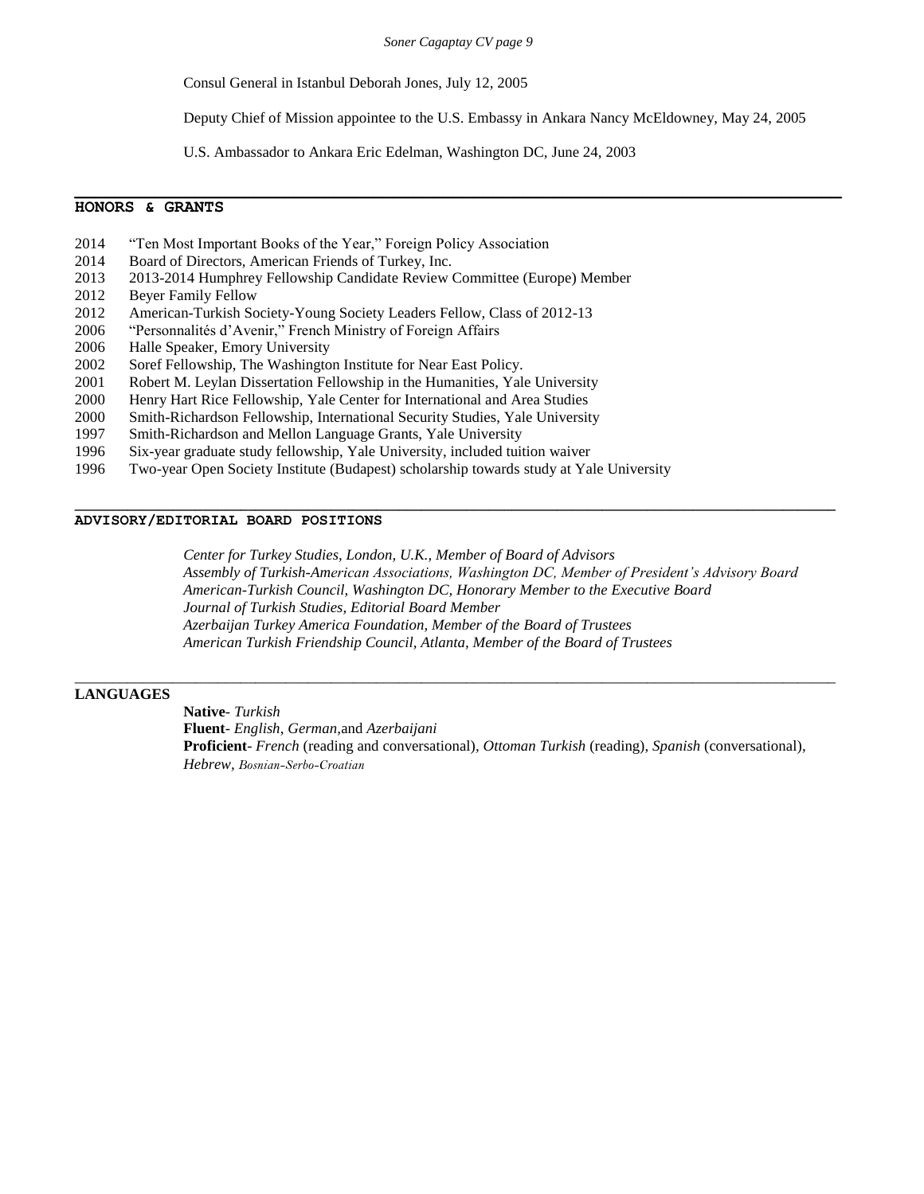Consul General in Istanbul Deborah Jones, July 12, 2005

Deputy Chief of Mission appointee to the U.S. Embassy in Ankara Nancy McEldowney, May 24, 2005

U.S. Ambassador to Ankara Eric Edelman, Washington DC, June 24, 2003

## HONORS & GRANTS

- 2014 "Ten Most Important Books of the Year," Foreign Policy Association
- 2014 Board of Directors, American Friends of Turkey, Inc.
- 2013 2013-2014 Humphrey Fellowship Candidate Review Committee (Europe) Member
- 2012 Beyer Family Fellow
- 2012 American-Turkish Society-Young Society Leaders Fellow, Class of 2012-13
- 2006 "Personnalités d'Avenir," French Ministry of Foreign Affairs
- 2006 Halle Speaker, Emory University
- 2002 Soref Fellowship, The Washington Institute for Near East Policy.
- 2001 Robert M. Leylan Dissertation Fellowship in the Humanities, Yale University
- 2000 Henry Hart Rice Fellowship, Yale Center for International and Area Studies
- 2000 Smith-Richardson Fellowship, International Security Studies, Yale University
- 1997 Smith-Richardson and Mellon Language Grants, Yale University
- 1996 Six-year graduate study fellowship, Yale University, included tuition waiver
- 1996 Two-year Open Society Institute (Budapest) scholarship towards study at Yale University

## ADVISORY/EDITORIAL BOARD POSITIONS

*Center for Turkey Studies, London, U.K., Member of Board of Advisors*
*Assembly of Turkish-American Associations, Washington DC, Member of President's Advisory Board*
*American-Turkish Council, Washington DC, Honorary Member to the Executive Board*
*Journal of Turkish Studies, Editorial Board Member*
*Azerbaijan Turkey America Foundation, Member of the Board of Trustees*
*American Turkish Friendship Council, Atlanta, Member of the Board of Trustees*

## LANGUAGES

**Native**- *Turkish*
**Fluent**- *English*, *German,*and *Azerbaijani*
**Proficient**- *French* (reading and conversational), *Ottoman Turkish* (reading), *Spanish* (conversational), *Hebrew*, *Bosnian-Serbo-Croatian*